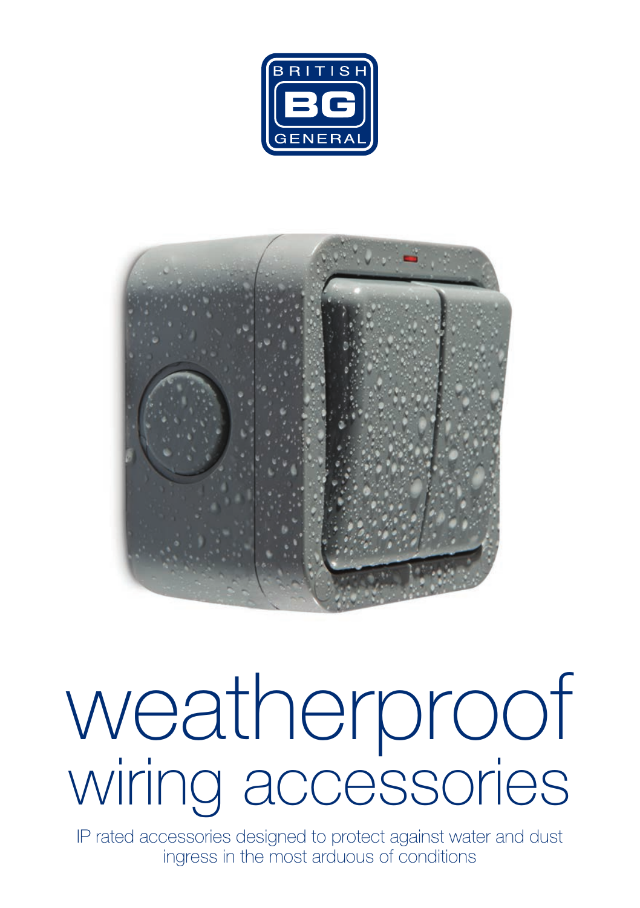BRITISH BG GENERAL

# weatherproof wiring accessories

IP rated accessories designed to protect against water and dust ingress in the most arduous of conditions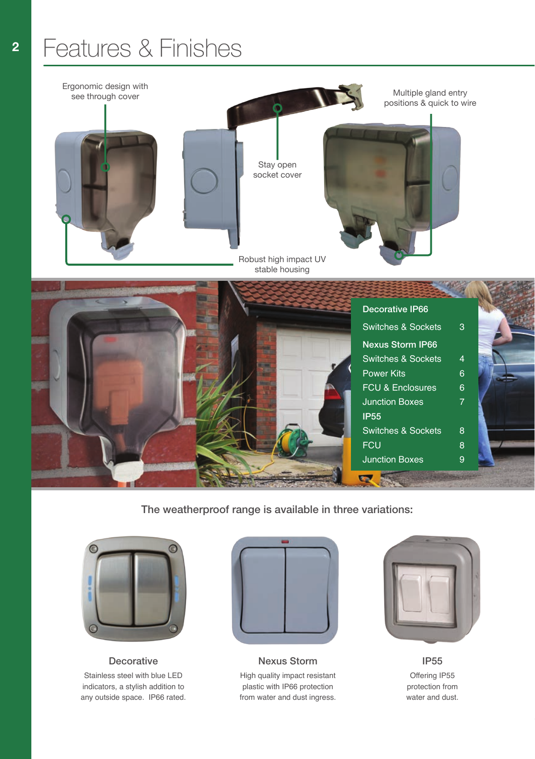# Features & Finishes

Ergonomic design with see through cover

Stay open socket cover

Multiple gland entry positions & quick to wire

Robust high impact UV stable housing

| | |
|---|---|
| **Decorative IP66** | |
| Switches & Sockets | 3 |
| **Nexus Storm IP66** | |
| Switches & Sockets | 4 |
| Power Kits | 6 |
| FCU & Enclosures | 6 |
| Junction Boxes | 7 |
| **IP55** | |
| Switches & Sockets | 8 |
| FCU | 8 |
| Junction Boxes | 9 |

The weatherproof range is available in three variations:

### Decorative

Stainless steel with blue LED indicators, a stylish addition to any outside space. IP66 rated.

### Nexus Storm

High quality impact resistant plastic with IP66 protection from water and dust ingress.

### IP55

Offering IP55 protection from water and dust.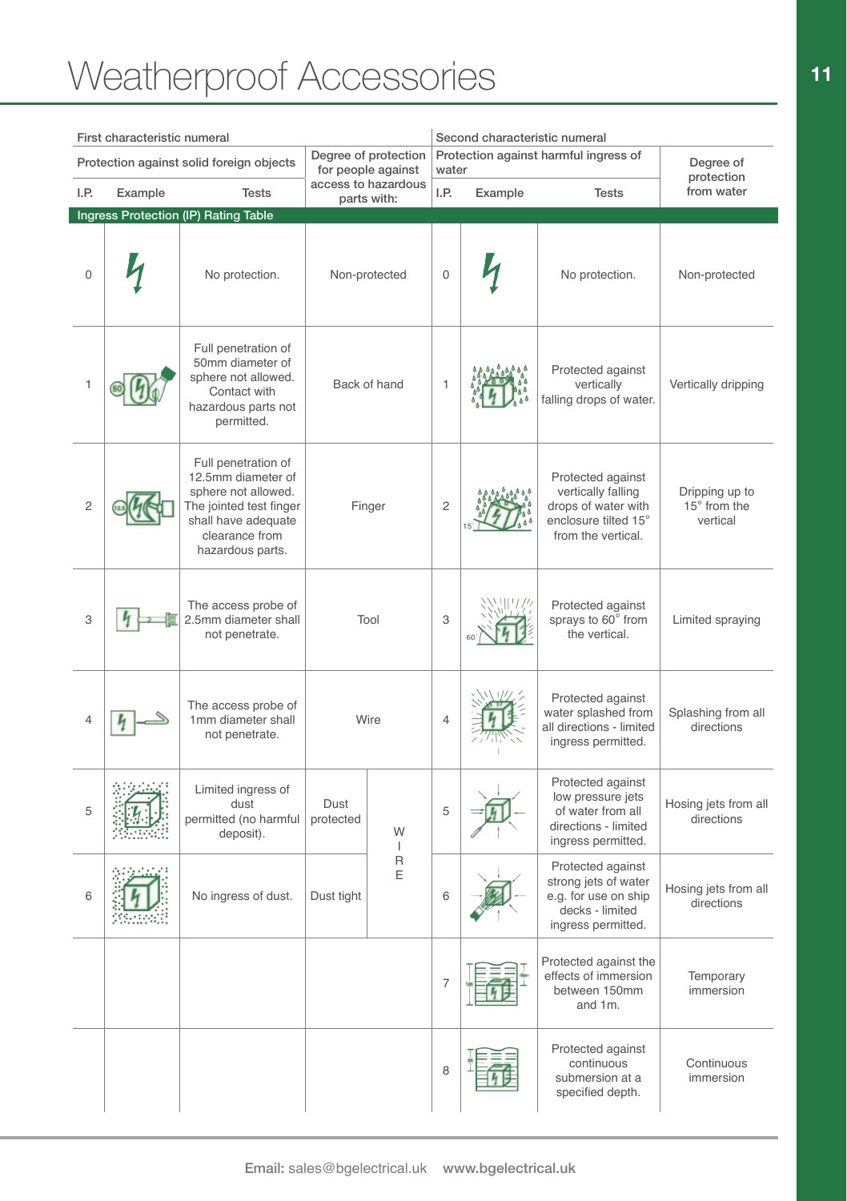# Weatherproof Accessories

**Ingress Protection (IP) Rating Table**

| First characteristic numeral | | | | Second characteristic numeral | | | |
|---|---|---|---|---|---|---|---|
| Protection against solid foreign objects | | | Degree of protection for people against access to hazardous parts with: | Protection against harmful ingress of water | | | Degree of protection from water |
| I.P. | Example | Tests | | I.P. | Example | Tests | |
| 0 | | No protection. | Non-protected | 0 | | No protection. | Non-protected |
| 1 | | Full penetration of 50mm diameter of sphere not allowed. Contact with hazardous parts not permitted. | Back of hand | 1 | | Protected against vertically falling drops of water. | Vertically dripping |
| 2 | | Full penetration of 12.5mm diameter of sphere not allowed. The jointed test finger shall have adequate clearance from hazardous parts. | Finger | 2 | | Protected against vertically falling drops of water with enclosure tilted 15° from the vertical. | Dripping up to 15° from the vertical |
| 3 | | The access probe of 2.5mm diameter shall not penetrate. | Tool | 3 | | Protected against sprays to 60° from the vertical. | Limited spraying |
| 4 | | The access probe of 1mm diameter shall not penetrate. | Wire | 4 | | Protected against water splashed from all directions - limited ingress permitted. | Splashing from all directions |
| 5 | | Limited ingress of dust permitted (no harmful deposit). | Dust protected / Wire | 5 | | Protected against low pressure jets of water from all directions - limited ingress permitted. | Hosing jets from all directions |
| 6 | | No ingress of dust. | Dust tight / Wire | 6 | | Protected against strong jets of water e.g. for use on ship decks - limited ingress permitted. | Hosing jets from all directions |
| | | | | 7 | | Protected against the effects of immersion between 150mm and 1m. | Temporary immersion |
| | | | | 8 | | Protected against continuous submersion at a specified depth. | Continuous immersion |

**Email:** sales@bgelectrical.uk **www.bgelectrical.uk**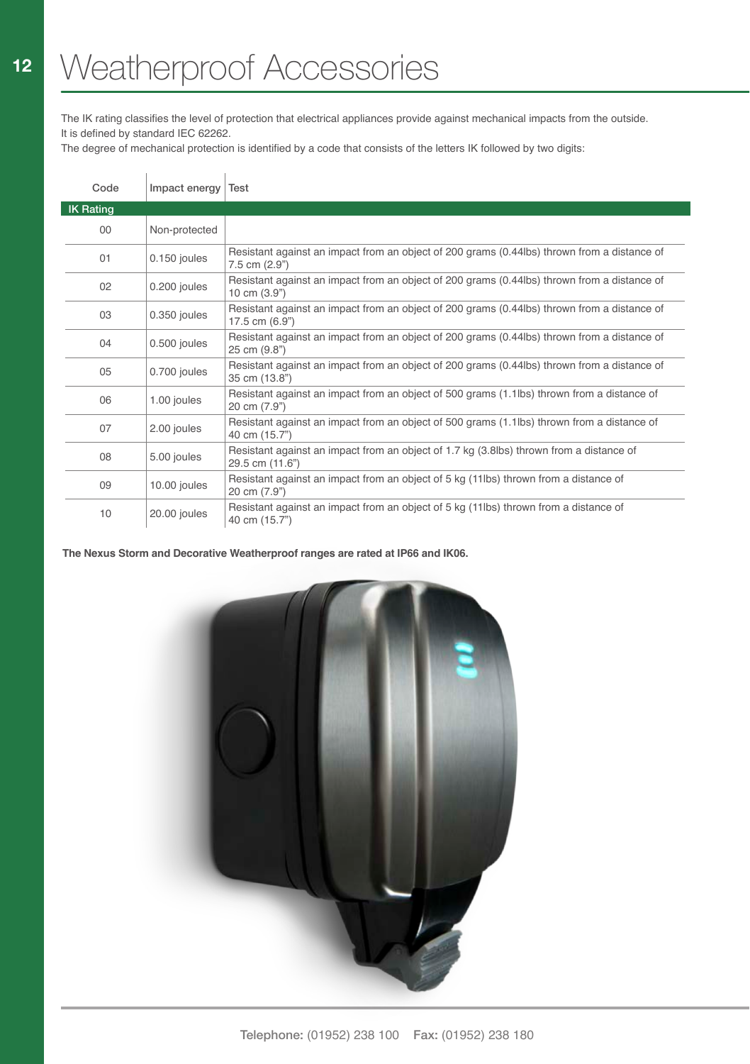# Weatherproof Accessories

The IK rating classifies the level of protection that electrical appliances provide against mechanical impacts from the outside. It is defined by standard IEC 62262.

The degree of mechanical protection is identified by a code that consists of the letters IK followed by two digits:

| Code | Impact energy | Test |
|---|---|---|
| **IK Rating** | | |
| 00 | Non-protected | |
| 01 | 0.150 joules | Resistant against an impact from an object of 200 grams (0.44lbs) thrown from a distance of 7.5 cm (2.9") |
| 02 | 0.200 joules | Resistant against an impact from an object of 200 grams (0.44lbs) thrown from a distance of 10 cm (3.9") |
| 03 | 0.350 joules | Resistant against an impact from an object of 200 grams (0.44lbs) thrown from a distance of 17.5 cm (6.9") |
| 04 | 0.500 joules | Resistant against an impact from an object of 200 grams (0.44lbs) thrown from a distance of 25 cm (9.8") |
| 05 | 0.700 joules | Resistant against an impact from an object of 200 grams (0.44lbs) thrown from a distance of 35 cm (13.8") |
| 06 | 1.00 joules | Resistant against an impact from an object of 500 grams (1.1lbs) thrown from a distance of 20 cm (7.9") |
| 07 | 2.00 joules | Resistant against an impact from an object of 500 grams (1.1lbs) thrown from a distance of 40 cm (15.7") |
| 08 | 5.00 joules | Resistant against an impact from an object of 1.7 kg (3.8lbs) thrown from a distance of 29.5 cm (11.6") |
| 09 | 10.00 joules | Resistant against an impact from an object of 5 kg (11lbs) thrown from a distance of 20 cm (7.9") |
| 10 | 20.00 joules | Resistant against an impact from an object of 5 kg (11lbs) thrown from a distance of 40 cm (15.7") |

**The Nexus Storm and Decorative Weatherproof ranges are rated at IP66 and IK06.**

**Telephone:** (01952) 238 100 **Fax:** (01952) 238 180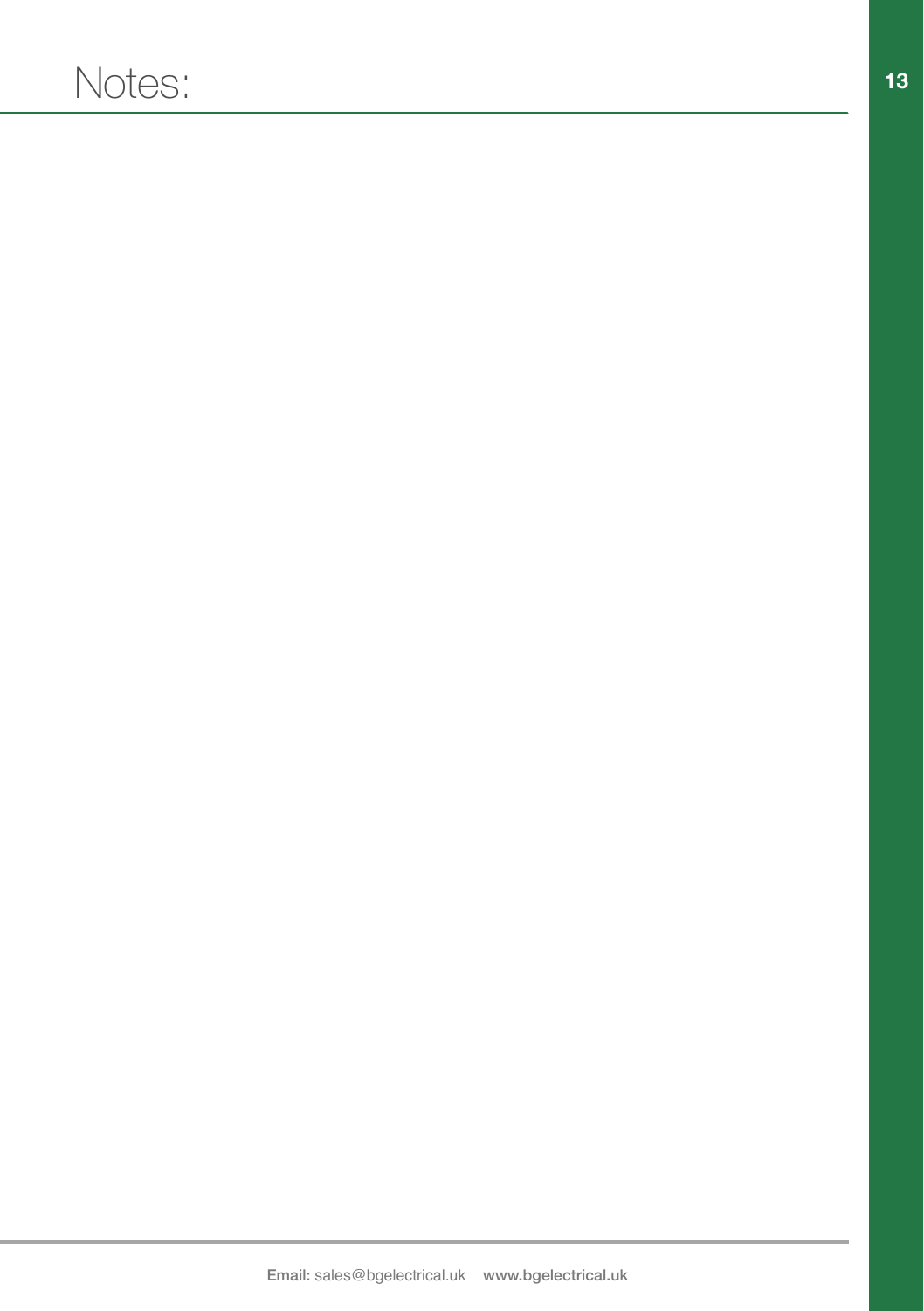# Notes: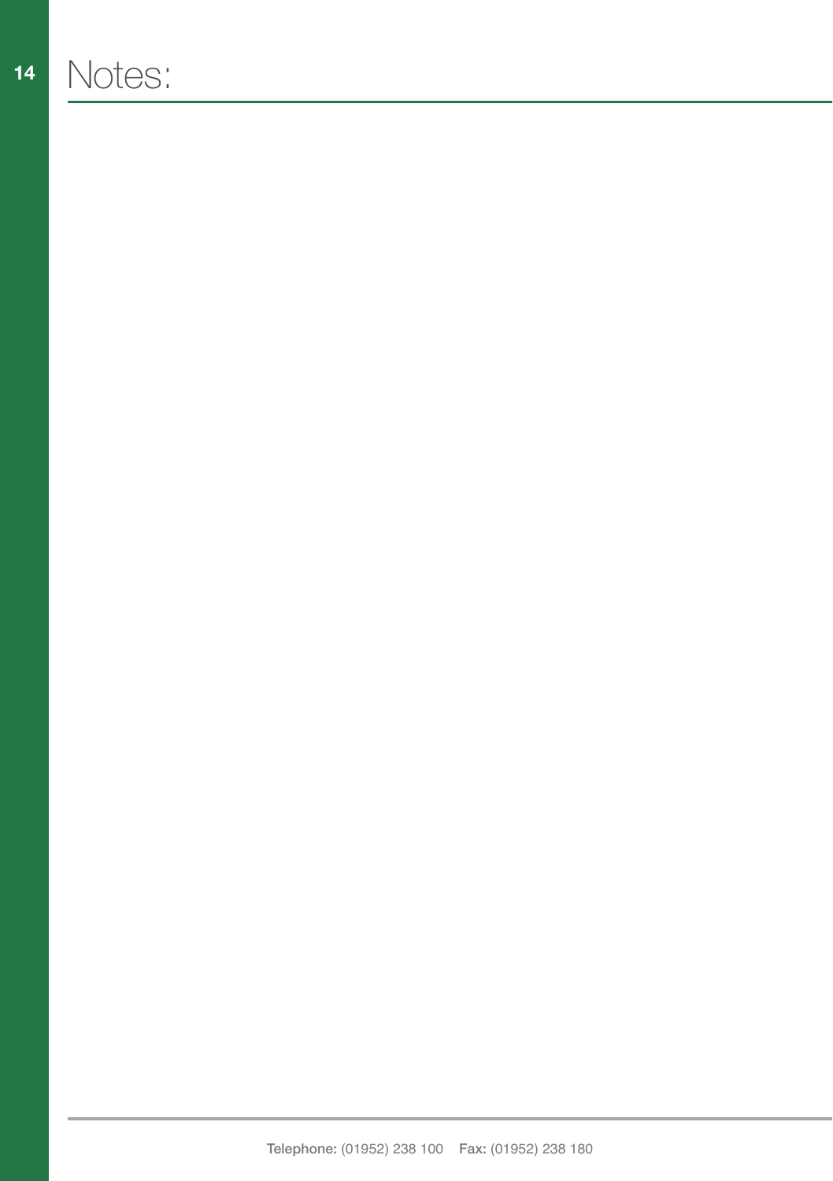# Notes: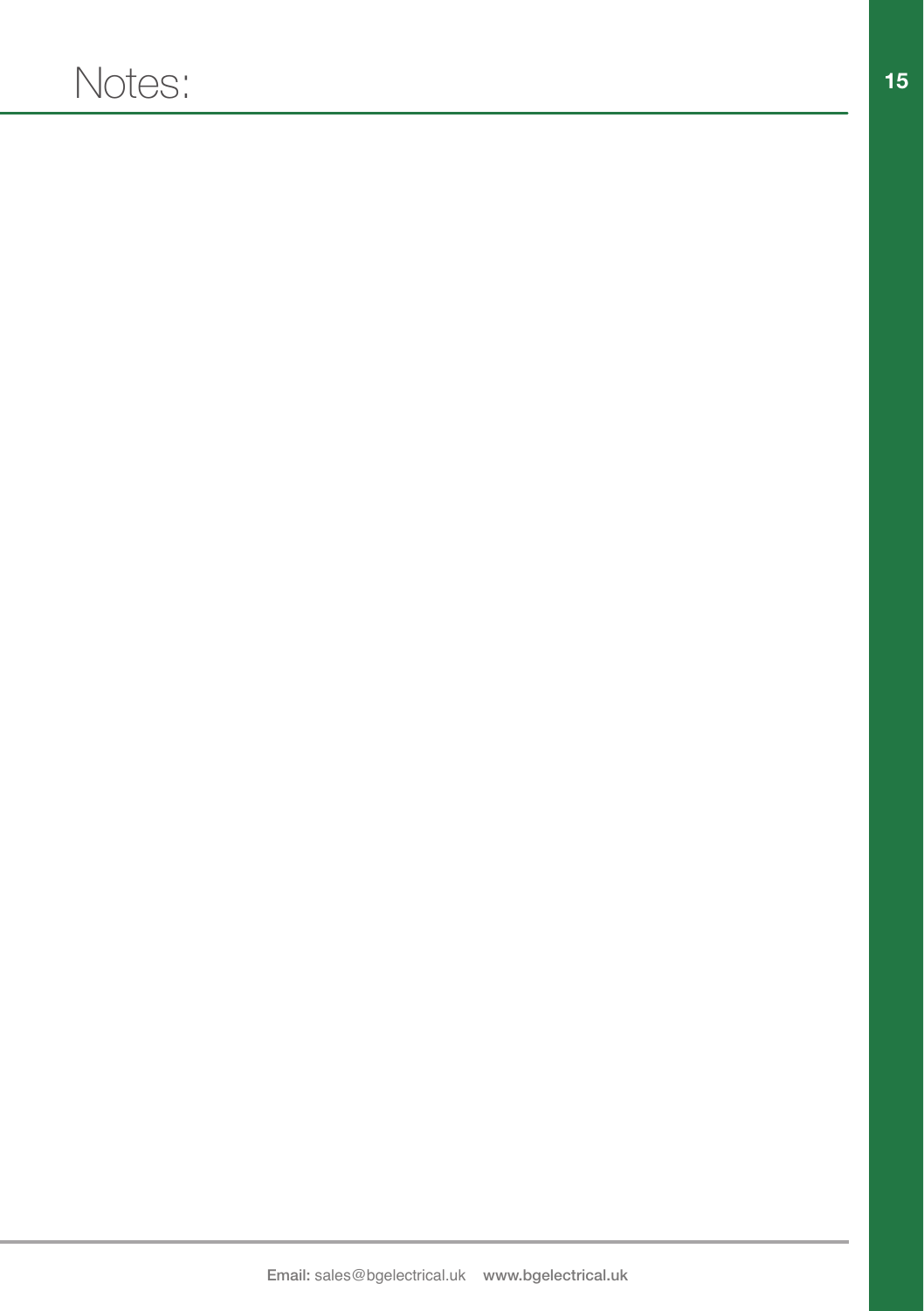# Notes: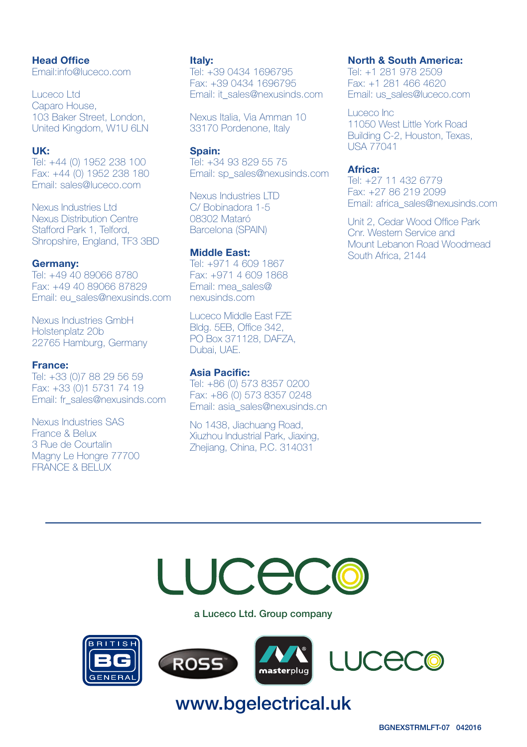**Head Office**
Email:info@luceco.com

Luceco Ltd
Caparo House,
103 Baker Street, London,
United Kingdom, W1U 6LN

**UK:**
Tel: +44 (0) 1952 238 100
Fax: +44 (0) 1952 238 180
Email: sales@luceco.com

Nexus Industries Ltd
Nexus Distribution Centre
Stafford Park 1, Telford,
Shropshire, England, TF3 3BD

**Germany:**
Tel: +49 40 89066 8780
Fax: +49 40 89066 87829
Email: eu_sales@nexusinds.com

Nexus Industries GmbH
Holstenplatz 20b
22765 Hamburg, Germany

**France:**
Tel: +33 (0)7 88 29 56 59
Fax: +33 (0)1 5731 74 19
Email: fr_sales@nexusinds.com

Nexus Industries SAS
France & Belux
3 Rue de Courtalin
Magny Le Hongre 77700
FRANCE & BELUX

**Italy:**
Tel: +39 0434 1696795
Fax: +39 0434 1696795
Email: it_sales@nexusinds.com

Nexus Italia, Via Amman 10
33170 Pordenone, Italy

**Spain:**
Tel: +34 93 829 55 75
Email: sp_sales@nexusinds.com

Nexus Industries LTD
C/ Bobinadora 1-5
08302 Mataró
Barcelona (SPAIN)

**Middle East:**
Tel: +971 4 609 1867
Fax: +971 4 609 1868
Email: mea_sales@nexusinds.com

Luceco Middle East FZE
Bldg. 5EB, Office 342,
PO Box 371128, DAFZA,
Dubai, UAE.

**Asia Pacific:**
Tel: +86 (0) 573 8357 0200
Fax: +86 (0) 573 8357 0248
Email: asia_sales@nexusinds.cn

No 1438, Jiachuang Road,
Xiuzhou Industrial Park, Jiaxing,
Zhejiang, China, P.C. 314031

**North & South America:**
Tel: +1 281 978 2509
Fax: +1 281 466 4620
Email: us_sales@luceco.com

Luceco Inc
11050 West Little York Road
Building C-2, Houston, Texas,
USA 77041

**Africa:**
Tel: +27 11 432 6779
Fax: +27 86 219 2099
Email: africa_sales@nexusinds.com

Unit 2, Cedar Wood Office Park
Cnr. Western Service and
Mount Lebanon Road Woodmead
South Africa, 2144

---

LUCECO

a Luceco Ltd. Group company

BRITISH BG GENERAL   ROSS   masterplug   LUCECO

**www.bgelectrical.uk**

BGNEXSTRMLFT-07 042016